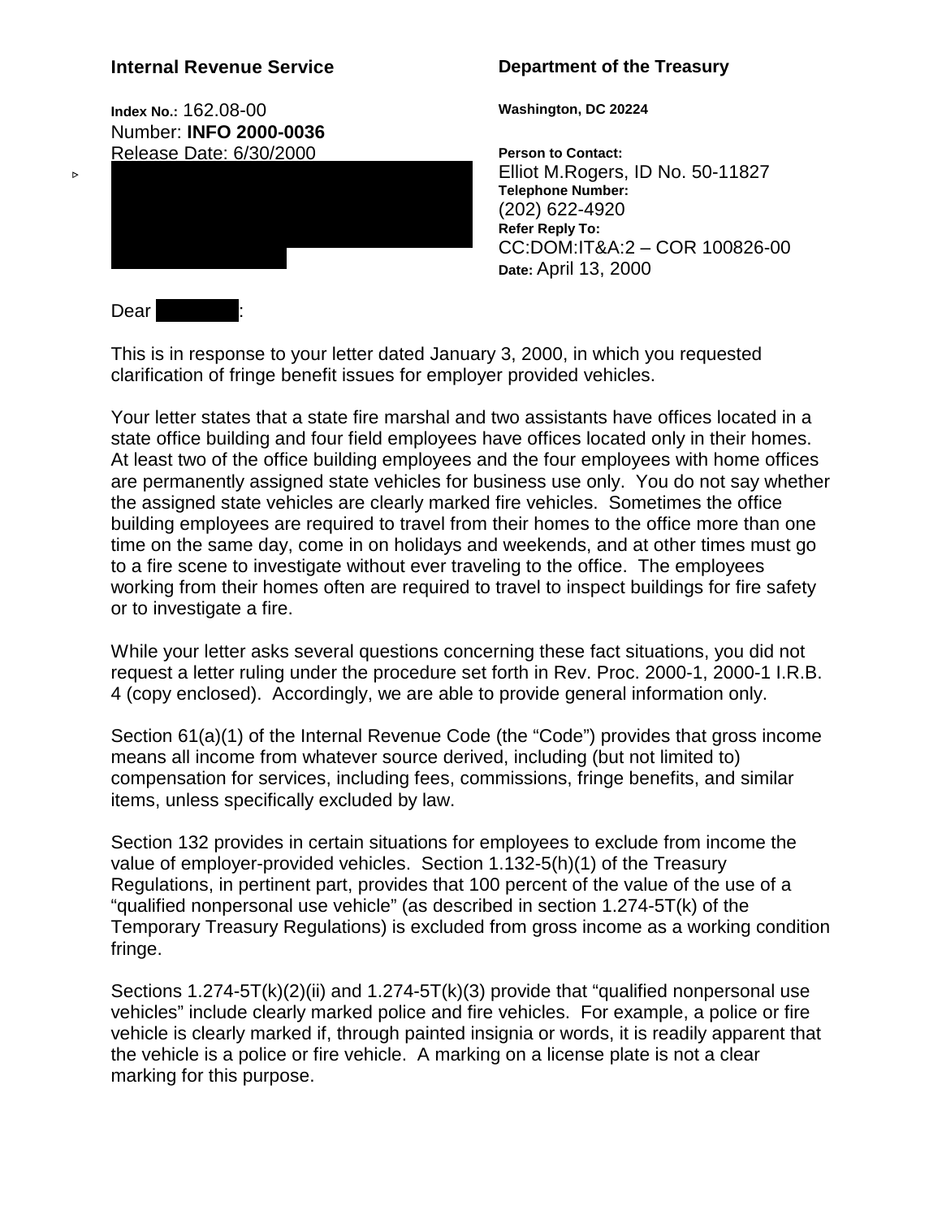**Internal Revenue Service**

**Department of the Treasury**

**Index No.:** 162.08-00
Number: **INFO 2000-0036**
Release Date: 6/30/2000

Washington, DC 20224

**Person to Contact:**
Elliot M.Rogers, ID No. 50-11827
**Telephone Number:**
(202) 622-4920
**Refer Reply To:**
CC:DOM:IT&A:2 – COR 100826-00
**Date:** April 13, 2000

Dear :

This is in response to your letter dated January 3, 2000, in which you requested clarification of fringe benefit issues for employer provided vehicles.

Your letter states that a state fire marshal and two assistants have offices located in a state office building and four field employees have offices located only in their homes. At least two of the office building employees and the four employees with home offices are permanently assigned state vehicles for business use only. You do not say whether the assigned state vehicles are clearly marked fire vehicles. Sometimes the office building employees are required to travel from their homes to the office more than one time on the same day, come in on holidays and weekends, and at other times must go to a fire scene to investigate without ever traveling to the office. The employees working from their homes often are required to travel to inspect buildings for fire safety or to investigate a fire.

While your letter asks several questions concerning these fact situations, you did not request a letter ruling under the procedure set forth in Rev. Proc. 2000-1, 2000-1 I.R.B. 4 (copy enclosed). Accordingly, we are able to provide general information only.

Section 61(a)(1) of the Internal Revenue Code (the "Code") provides that gross income means all income from whatever source derived, including (but not limited to) compensation for services, including fees, commissions, fringe benefits, and similar items, unless specifically excluded by law.

Section 132 provides in certain situations for employees to exclude from income the value of employer-provided vehicles. Section 1.132-5(h)(1) of the Treasury Regulations, in pertinent part, provides that 100 percent of the value of the use of a "qualified nonpersonal use vehicle" (as described in section 1.274-5T(k) of the Temporary Treasury Regulations) is excluded from gross income as a working condition fringe.

Sections 1.274-5T(k)(2)(ii) and 1.274-5T(k)(3) provide that "qualified nonpersonal use vehicles" include clearly marked police and fire vehicles. For example, a police or fire vehicle is clearly marked if, through painted insignia or words, it is readily apparent that the vehicle is a police or fire vehicle. A marking on a license plate is not a clear marking for this purpose.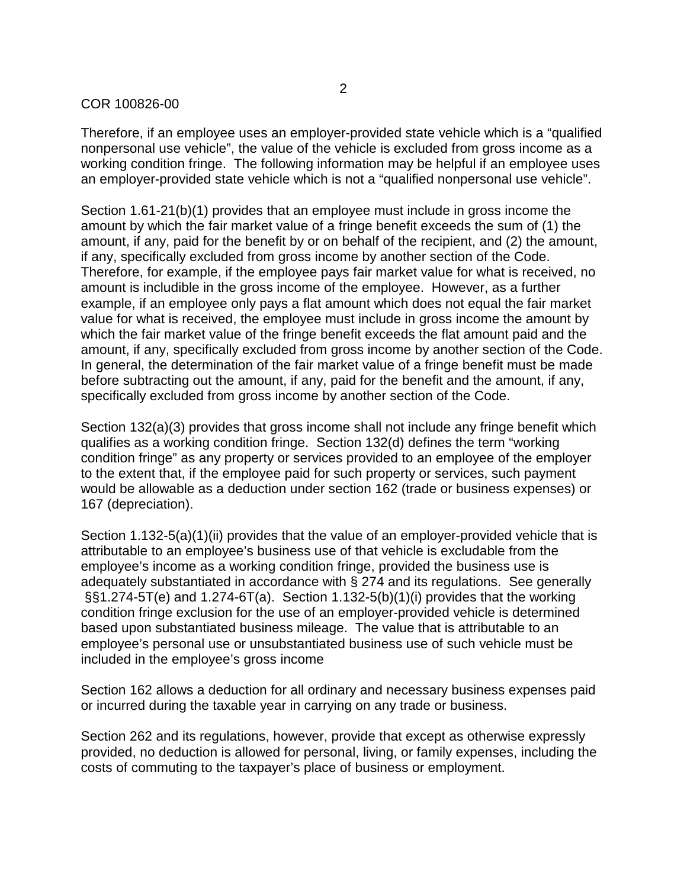COR 100826-00

Therefore, if an employee uses an employer-provided state vehicle which is a "qualified nonpersonal use vehicle", the value of the vehicle is excluded from gross income as a working condition fringe. The following information may be helpful if an employee uses an employer-provided state vehicle which is not a "qualified nonpersonal use vehicle".

Section 1.61-21(b)(1) provides that an employee must include in gross income the amount by which the fair market value of a fringe benefit exceeds the sum of (1) the amount, if any, paid for the benefit by or on behalf of the recipient, and (2) the amount, if any, specifically excluded from gross income by another section of the Code. Therefore, for example, if the employee pays fair market value for what is received, no amount is includible in the gross income of the employee. However, as a further example, if an employee only pays a flat amount which does not equal the fair market value for what is received, the employee must include in gross income the amount by which the fair market value of the fringe benefit exceeds the flat amount paid and the amount, if any, specifically excluded from gross income by another section of the Code. In general, the determination of the fair market value of a fringe benefit must be made before subtracting out the amount, if any, paid for the benefit and the amount, if any, specifically excluded from gross income by another section of the Code.

Section 132(a)(3) provides that gross income shall not include any fringe benefit which qualifies as a working condition fringe. Section 132(d) defines the term "working condition fringe" as any property or services provided to an employee of the employer to the extent that, if the employee paid for such property or services, such payment would be allowable as a deduction under section 162 (trade or business expenses) or 167 (depreciation).

Section 1.132-5(a)(1)(ii) provides that the value of an employer-provided vehicle that is attributable to an employee's business use of that vehicle is excludable from the employee's income as a working condition fringe, provided the business use is adequately substantiated in accordance with § 274 and its regulations. See generally §§1.274-5T(e) and 1.274-6T(a). Section 1.132-5(b)(1)(i) provides that the working condition fringe exclusion for the use of an employer-provided vehicle is determined based upon substantiated business mileage. The value that is attributable to an employee's personal use or unsubstantiated business use of such vehicle must be included in the employee's gross income

Section 162 allows a deduction for all ordinary and necessary business expenses paid or incurred during the taxable year in carrying on any trade or business.

Section 262 and its regulations, however, provide that except as otherwise expressly provided, no deduction is allowed for personal, living, or family expenses, including the costs of commuting to the taxpayer's place of business or employment.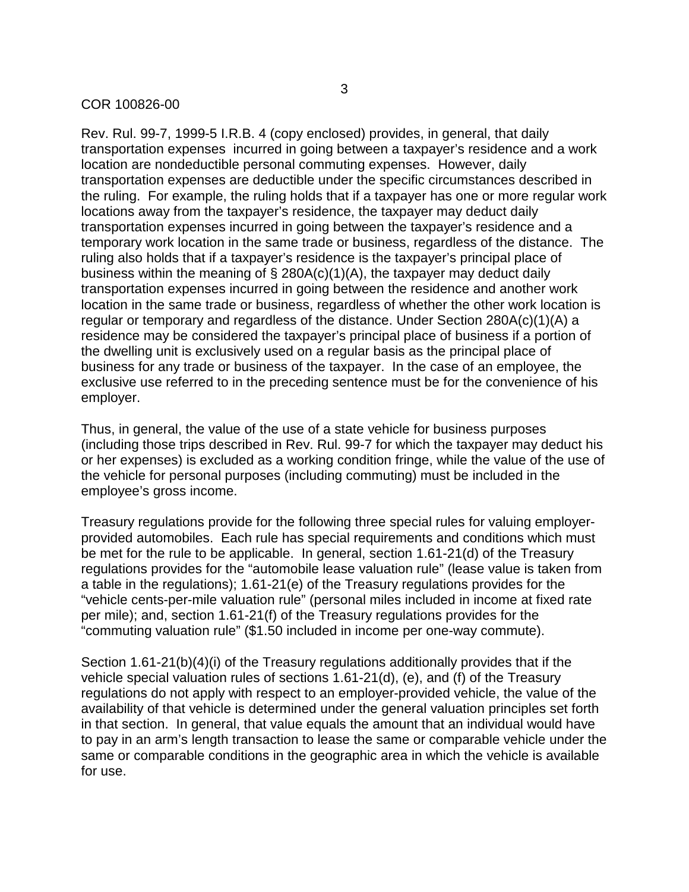COR 100826-00

Rev. Rul. 99-7, 1999-5 I.R.B. 4 (copy enclosed) provides, in general, that daily transportation expenses incurred in going between a taxpayer's residence and a work location are nondeductible personal commuting expenses. However, daily transportation expenses are deductible under the specific circumstances described in the ruling. For example, the ruling holds that if a taxpayer has one or more regular work locations away from the taxpayer's residence, the taxpayer may deduct daily transportation expenses incurred in going between the taxpayer's residence and a temporary work location in the same trade or business, regardless of the distance. The ruling also holds that if a taxpayer's residence is the taxpayer's principal place of business within the meaning of § 280A(c)(1)(A), the taxpayer may deduct daily transportation expenses incurred in going between the residence and another work location in the same trade or business, regardless of whether the other work location is regular or temporary and regardless of the distance. Under Section 280A(c)(1)(A) a residence may be considered the taxpayer's principal place of business if a portion of the dwelling unit is exclusively used on a regular basis as the principal place of business for any trade or business of the taxpayer. In the case of an employee, the exclusive use referred to in the preceding sentence must be for the convenience of his employer.

Thus, in general, the value of the use of a state vehicle for business purposes (including those trips described in Rev. Rul. 99-7 for which the taxpayer may deduct his or her expenses) is excluded as a working condition fringe, while the value of the use of the vehicle for personal purposes (including commuting) must be included in the employee's gross income.

Treasury regulations provide for the following three special rules for valuing employer-provided automobiles. Each rule has special requirements and conditions which must be met for the rule to be applicable. In general, section 1.61-21(d) of the Treasury regulations provides for the "automobile lease valuation rule" (lease value is taken from a table in the regulations); 1.61-21(e) of the Treasury regulations provides for the "vehicle cents-per-mile valuation rule" (personal miles included in income at fixed rate per mile); and, section 1.61-21(f) of the Treasury regulations provides for the "commuting valuation rule" ($1.50 included in income per one-way commute).

Section 1.61-21(b)(4)(i) of the Treasury regulations additionally provides that if the vehicle special valuation rules of sections 1.61-21(d), (e), and (f) of the Treasury regulations do not apply with respect to an employer-provided vehicle, the value of the availability of that vehicle is determined under the general valuation principles set forth in that section. In general, that value equals the amount that an individual would have to pay in an arm's length transaction to lease the same or comparable vehicle under the same or comparable conditions in the geographic area in which the vehicle is available for use.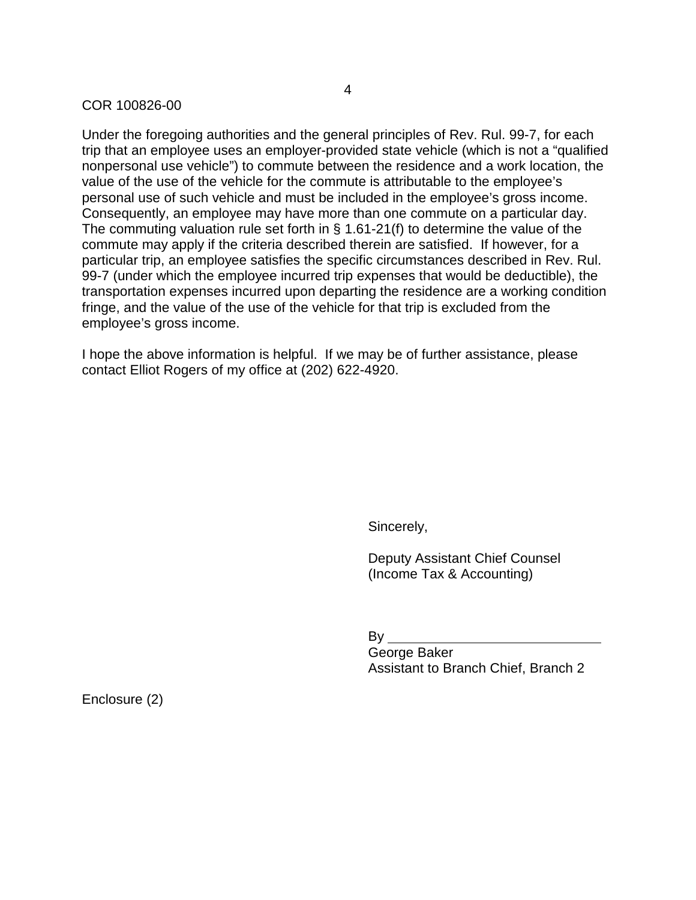COR 100826-00

Under the foregoing authorities and the general principles of Rev. Rul. 99-7, for each trip that an employee uses an employer-provided state vehicle (which is not a “qualified nonpersonal use vehicle”) to commute between the residence and a work location, the value of the use of the vehicle for the commute is attributable to the employee’s personal use of such vehicle and must be included in the employee’s gross income. Consequently, an employee may have more than one commute on a particular day. The commuting valuation rule set forth in § 1.61-21(f) to determine the value of the commute may apply if the criteria described therein are satisfied. If however, for a particular trip, an employee satisfies the specific circumstances described in Rev. Rul. 99-7 (under which the employee incurred trip expenses that would be deductible), the transportation expenses incurred upon departing the residence are a working condition fringe, and the value of the use of the vehicle for that trip is excluded from the employee’s gross income.

I hope the above information is helpful. If we may be of further assistance, please contact Elliot Rogers of my office at (202) 622-4920.

Sincerely,

Deputy Assistant Chief Counsel
(Income Tax & Accounting)

By ____________________________
George Baker
Assistant to Branch Chief, Branch 2

Enclosure (2)